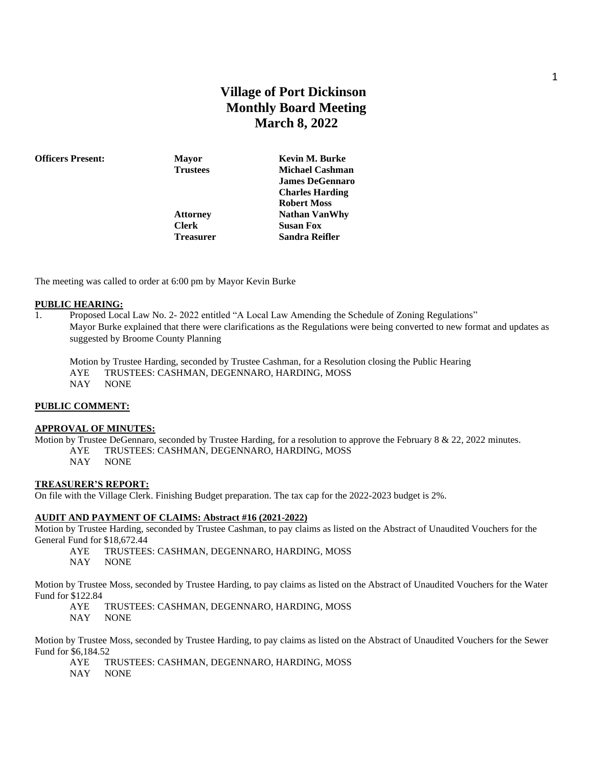# Village of Port Dickinson
## Monthly Board Meeting
## March 8, 2022

| **Officers Present:** | **Mayor** | **Kevin M. Burke** |
|---|---|---|
| | **Trustees** | **Michael Cashman** |
| | | **James DeGennaro** |
| | | **Charles Harding** |
| | | **Robert Moss** |
| | **Attorney** | **Nathan VanWhy** |
| | **Clerk** | **Susan Fox** |
| | **Treasurer** | **Sandra Reifler** |

The meeting was called to order at 6:00 pm by Mayor Kevin Burke

**PUBLIC HEARING:**

1. Proposed Local Law No. 2- 2022 entitled "A Local Law Amending the Schedule of Zoning Regulations"
   Mayor Burke explained that there were clarifications as the Regulations were being converted to new format and updates as suggested by Broome County Planning

   Motion by Trustee Harding, seconded by Trustee Cashman, for a Resolution closing the Public Hearing
   AYE TRUSTEES: CASHMAN, DEGENNARO, HARDING, MOSS
   NAY NONE

**PUBLIC COMMENT:**

**APPROVAL OF MINUTES:**

Motion by Trustee DeGennaro, seconded by Trustee Harding, for a resolution to approve the February 8 & 22, 2022 minutes.
AYE TRUSTEES: CASHMAN, DEGENNARO, HARDING, MOSS
NAY NONE

**TREASURER'S REPORT:**

On file with the Village Clerk. Finishing Budget preparation. The tax cap for the 2022-2023 budget is 2%.

**AUDIT AND PAYMENT OF CLAIMS: Abstract #16 (2021-2022)**

Motion by Trustee Harding, seconded by Trustee Cashman, to pay claims as listed on the Abstract of Unaudited Vouchers for the General Fund for $18,672.44
AYE TRUSTEES: CASHMAN, DEGENNARO, HARDING, MOSS
NAY NONE

Motion by Trustee Moss, seconded by Trustee Harding, to pay claims as listed on the Abstract of Unaudited Vouchers for the Water Fund for $122.84
AYE TRUSTEES: CASHMAN, DEGENNARO, HARDING, MOSS
NAY NONE

Motion by Trustee Moss, seconded by Trustee Harding, to pay claims as listed on the Abstract of Unaudited Vouchers for the Sewer Fund for $6,184.52
AYE TRUSTEES: CASHMAN, DEGENNARO, HARDING, MOSS
NAY NONE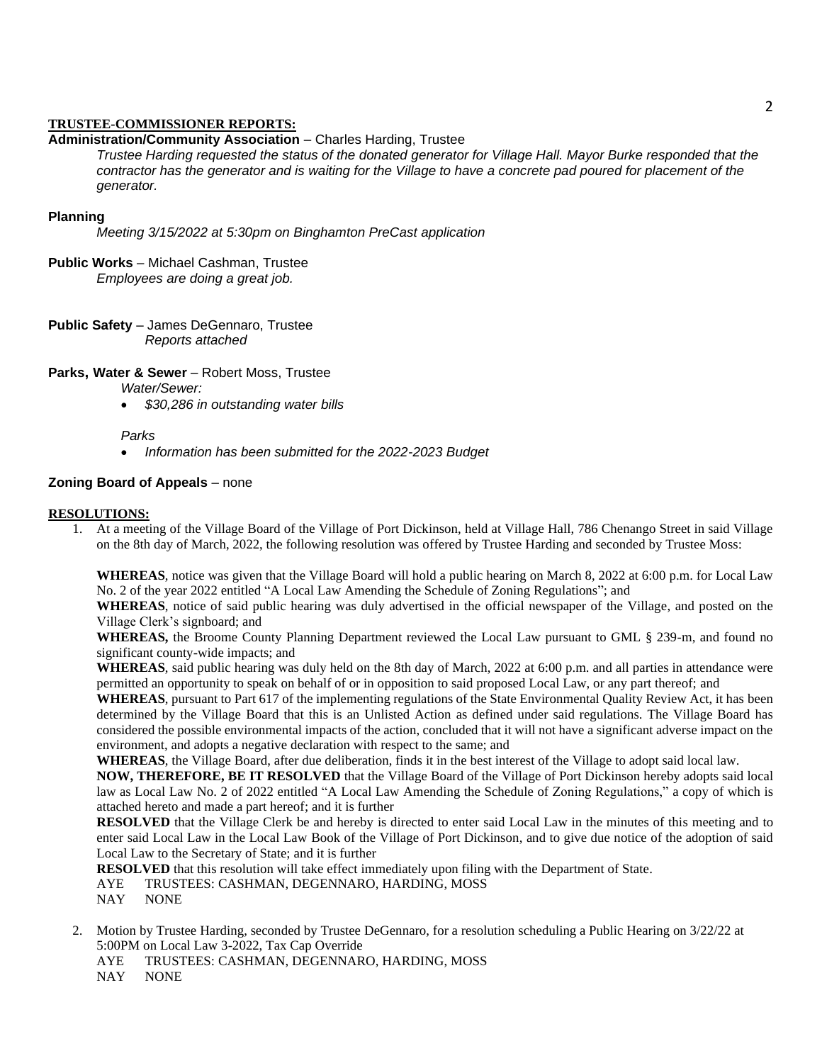**TRUSTEE-COMMISSIONER REPORTS:**

**Administration/Community Association** – Charles Harding, Trustee

*Trustee Harding requested the status of the donated generator for Village Hall. Mayor Burke responded that the contractor has the generator and is waiting for the Village to have a concrete pad poured for placement of the generator.*

**Planning**

*Meeting 3/15/2022 at 5:30pm on Binghamton PreCast application*

**Public Works** – Michael Cashman, Trustee

*Employees are doing a great job.*

**Public Safety** – James DeGennaro, Trustee

*Reports attached*

**Parks, Water & Sewer** – Robert Moss, Trustee

*Water/Sewer:*

- *$30,286 in outstanding water bills*

*Parks*

- *Information has been submitted for the 2022-2023 Budget*

**Zoning Board of Appeals** – none

**RESOLUTIONS:**

1. At a meeting of the Village Board of the Village of Port Dickinson, held at Village Hall, 786 Chenango Street in said Village on the 8th day of March, 2022, the following resolution was offered by Trustee Harding and seconded by Trustee Moss:

   **WHEREAS**, notice was given that the Village Board will hold a public hearing on March 8, 2022 at 6:00 p.m. for Local Law No. 2 of the year 2022 entitled "A Local Law Amending the Schedule of Zoning Regulations"; and

   **WHEREAS**, notice of said public hearing was duly advertised in the official newspaper of the Village, and posted on the Village Clerk's signboard; and

   **WHEREAS,** the Broome County Planning Department reviewed the Local Law pursuant to GML § 239-m, and found no significant county-wide impacts; and

   **WHEREAS**, said public hearing was duly held on the 8th day of March, 2022 at 6:00 p.m. and all parties in attendance were permitted an opportunity to speak on behalf of or in opposition to said proposed Local Law, or any part thereof; and

   **WHEREAS**, pursuant to Part 617 of the implementing regulations of the State Environmental Quality Review Act, it has been determined by the Village Board that this is an Unlisted Action as defined under said regulations. The Village Board has considered the possible environmental impacts of the action, concluded that it will not have a significant adverse impact on the environment, and adopts a negative declaration with respect to the same; and

   **WHEREAS**, the Village Board, after due deliberation, finds it in the best interest of the Village to adopt said local law.

   **NOW, THEREFORE, BE IT RESOLVED** that the Village Board of the Village of Port Dickinson hereby adopts said local law as Local Law No. 2 of 2022 entitled "A Local Law Amending the Schedule of Zoning Regulations," a copy of which is attached hereto and made a part hereof; and it is further

   **RESOLVED** that the Village Clerk be and hereby is directed to enter said Local Law in the minutes of this meeting and to enter said Local Law in the Local Law Book of the Village of Port Dickinson, and to give due notice of the adoption of said Local Law to the Secretary of State; and it is further

   **RESOLVED** that this resolution will take effect immediately upon filing with the Department of State.

   AYE TRUSTEES: CASHMAN, DEGENNARO, HARDING, MOSS
   NAY NONE

2. Motion by Trustee Harding, seconded by Trustee DeGennaro, for a resolution scheduling a Public Hearing on 3/22/22 at 5:00PM on Local Law 3-2022, Tax Cap Override

   AYE TRUSTEES: CASHMAN, DEGENNARO, HARDING, MOSS
   NAY NONE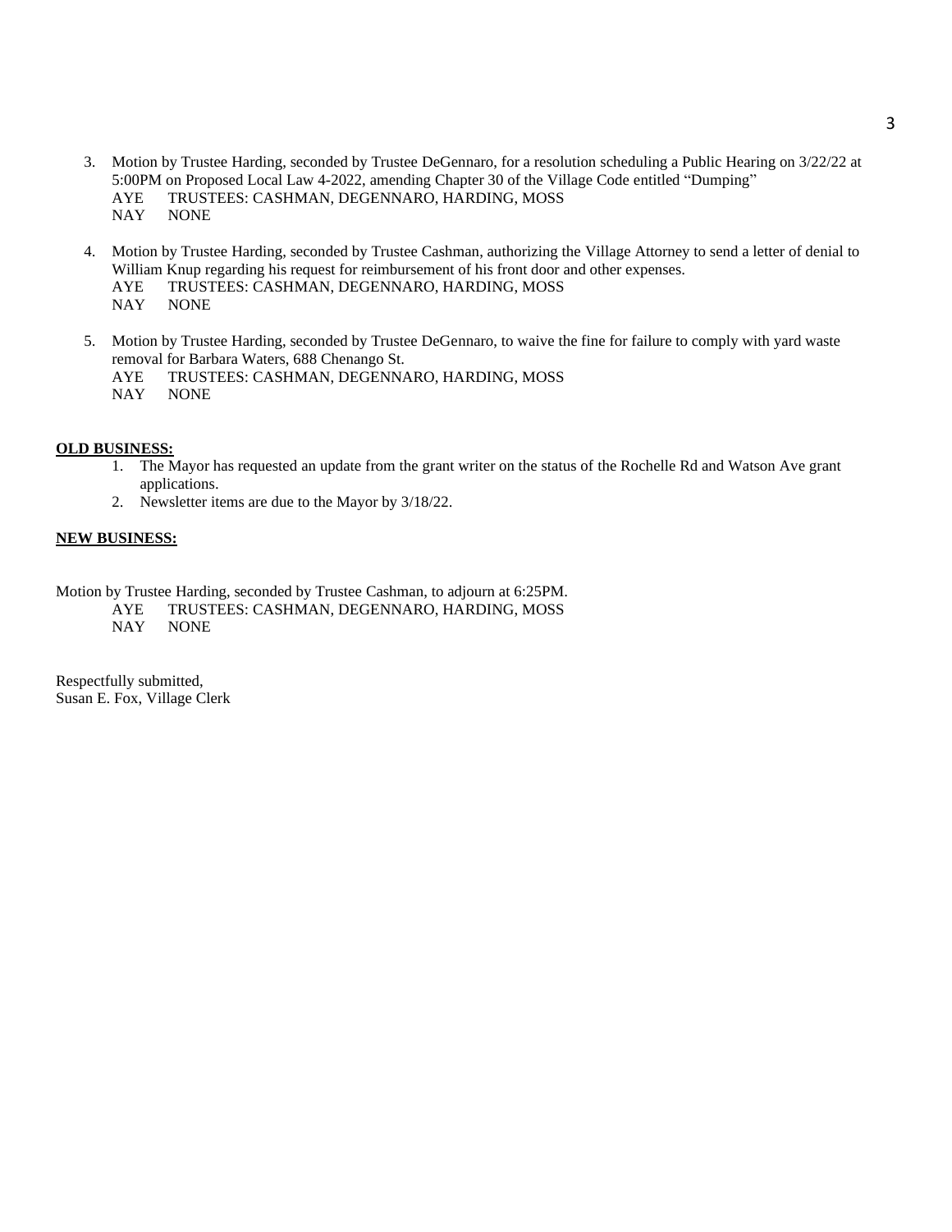3. Motion by Trustee Harding, seconded by Trustee DeGennaro, for a resolution scheduling a Public Hearing on 3/22/22 at 5:00PM on Proposed Local Law 4-2022, amending Chapter 30 of the Village Code entitled "Dumping"
   AYE TRUSTEES: CASHMAN, DEGENNARO, HARDING, MOSS
   NAY NONE

4. Motion by Trustee Harding, seconded by Trustee Cashman, authorizing the Village Attorney to send a letter of denial to William Knup regarding his request for reimbursement of his front door and other expenses.
   AYE TRUSTEES: CASHMAN, DEGENNARO, HARDING, MOSS
   NAY NONE

5. Motion by Trustee Harding, seconded by Trustee DeGennaro, to waive the fine for failure to comply with yard waste removal for Barbara Waters, 688 Chenango St.
   AYE TRUSTEES: CASHMAN, DEGENNARO, HARDING, MOSS
   NAY NONE

**OLD BUSINESS:**

1. The Mayor has requested an update from the grant writer on the status of the Rochelle Rd and Watson Ave grant applications.
2. Newsletter items are due to the Mayor by 3/18/22.

**NEW BUSINESS:**

Motion by Trustee Harding, seconded by Trustee Cashman, to adjourn at 6:25PM.
AYE TRUSTEES: CASHMAN, DEGENNARO, HARDING, MOSS
NAY NONE

Respectfully submitted,
Susan E. Fox, Village Clerk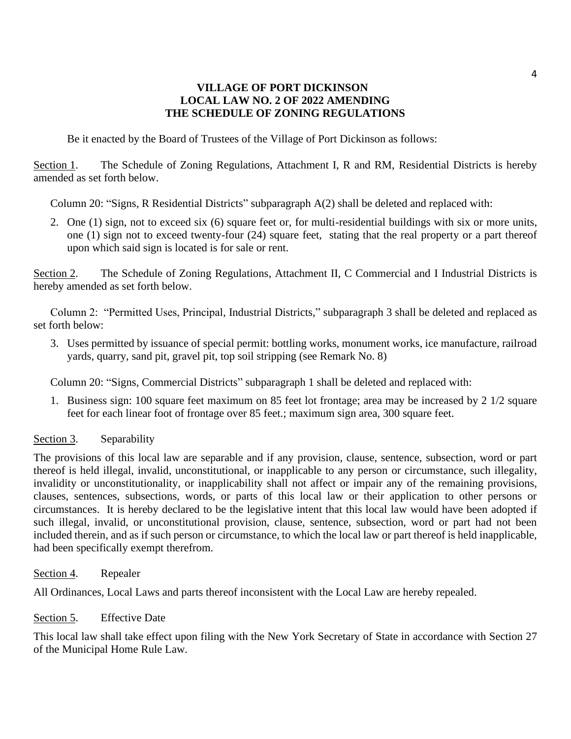# VILLAGE OF PORT DICKINSON
# LOCAL LAW NO. 2 OF 2022 AMENDING
# THE SCHEDULE OF ZONING REGULATIONS

Be it enacted by the Board of Trustees of the Village of Port Dickinson as follows:

Section 1. The Schedule of Zoning Regulations, Attachment I, R and RM, Residential Districts is hereby amended as set forth below.

Column 20: "Signs, R Residential Districts" subparagraph A(2) shall be deleted and replaced with:

2. One (1) sign, not to exceed six (6) square feet or, for multi-residential buildings with six or more units, one (1) sign not to exceed twenty-four (24) square feet, stating that the real property or a part thereof upon which said sign is located is for sale or rent.

Section 2. The Schedule of Zoning Regulations, Attachment II, C Commercial and I Industrial Districts is hereby amended as set forth below.

Column 2: "Permitted Uses, Principal, Industrial Districts," subparagraph 3 shall be deleted and replaced as set forth below:

3. Uses permitted by issuance of special permit: bottling works, monument works, ice manufacture, railroad yards, quarry, sand pit, gravel pit, top soil stripping (see Remark No. 8)

Column 20: "Signs, Commercial Districts" subparagraph 1 shall be deleted and replaced with:

1. Business sign: 100 square feet maximum on 85 feet lot frontage; area may be increased by 2 1/2 square feet for each linear foot of frontage over 85 feet.; maximum sign area, 300 square feet.

Section 3. Separability

The provisions of this local law are separable and if any provision, clause, sentence, subsection, word or part thereof is held illegal, invalid, unconstitutional, or inapplicable to any person or circumstance, such illegality, invalidity or unconstitutionality, or inapplicability shall not affect or impair any of the remaining provisions, clauses, sentences, subsections, words, or parts of this local law or their application to other persons or circumstances. It is hereby declared to be the legislative intent that this local law would have been adopted if such illegal, invalid, or unconstitutional provision, clause, sentence, subsection, word or part had not been included therein, and as if such person or circumstance, to which the local law or part thereof is held inapplicable, had been specifically exempt therefrom.

Section 4. Repealer

All Ordinances, Local Laws and parts thereof inconsistent with the Local Law are hereby repealed.

Section 5. Effective Date

This local law shall take effect upon filing with the New York Secretary of State in accordance with Section 27 of the Municipal Home Rule Law.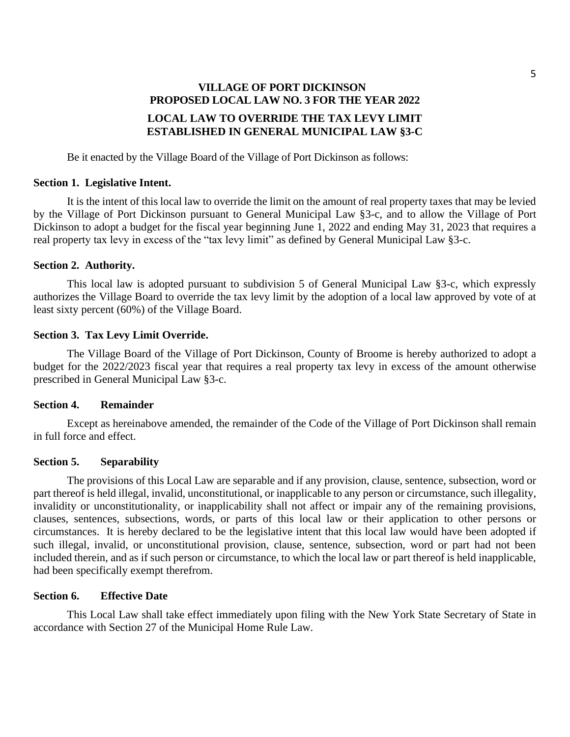# VILLAGE OF PORT DICKINSON
# PROPOSED LOCAL LAW NO. 3 FOR THE YEAR 2022

## LOCAL LAW TO OVERRIDE THE TAX LEVY LIMIT ESTABLISHED IN GENERAL MUNICIPAL LAW §3-C

Be it enacted by the Village Board of the Village of Port Dickinson as follows:

**Section 1. Legislative Intent.**

It is the intent of this local law to override the limit on the amount of real property taxes that may be levied by the Village of Port Dickinson pursuant to General Municipal Law §3-c, and to allow the Village of Port Dickinson to adopt a budget for the fiscal year beginning June 1, 2022 and ending May 31, 2023 that requires a real property tax levy in excess of the "tax levy limit" as defined by General Municipal Law §3-c.

**Section 2. Authority.**

This local law is adopted pursuant to subdivision 5 of General Municipal Law §3-c, which expressly authorizes the Village Board to override the tax levy limit by the adoption of a local law approved by vote of at least sixty percent (60%) of the Village Board.

**Section 3. Tax Levy Limit Override.**

The Village Board of the Village of Port Dickinson, County of Broome is hereby authorized to adopt a budget for the 2022/2023 fiscal year that requires a real property tax levy in excess of the amount otherwise prescribed in General Municipal Law §3-c.

**Section 4. Remainder**

Except as hereinabove amended, the remainder of the Code of the Village of Port Dickinson shall remain in full force and effect.

**Section 5. Separability**

The provisions of this Local Law are separable and if any provision, clause, sentence, subsection, word or part thereof is held illegal, invalid, unconstitutional, or inapplicable to any person or circumstance, such illegality, invalidity or unconstitutionality, or inapplicability shall not affect or impair any of the remaining provisions, clauses, sentences, subsections, words, or parts of this local law or their application to other persons or circumstances. It is hereby declared to be the legislative intent that this local law would have been adopted if such illegal, invalid, or unconstitutional provision, clause, sentence, subsection, word or part had not been included therein, and as if such person or circumstance, to which the local law or part thereof is held inapplicable, had been specifically exempt therefrom.

**Section 6. Effective Date**

This Local Law shall take effect immediately upon filing with the New York State Secretary of State in accordance with Section 27 of the Municipal Home Rule Law.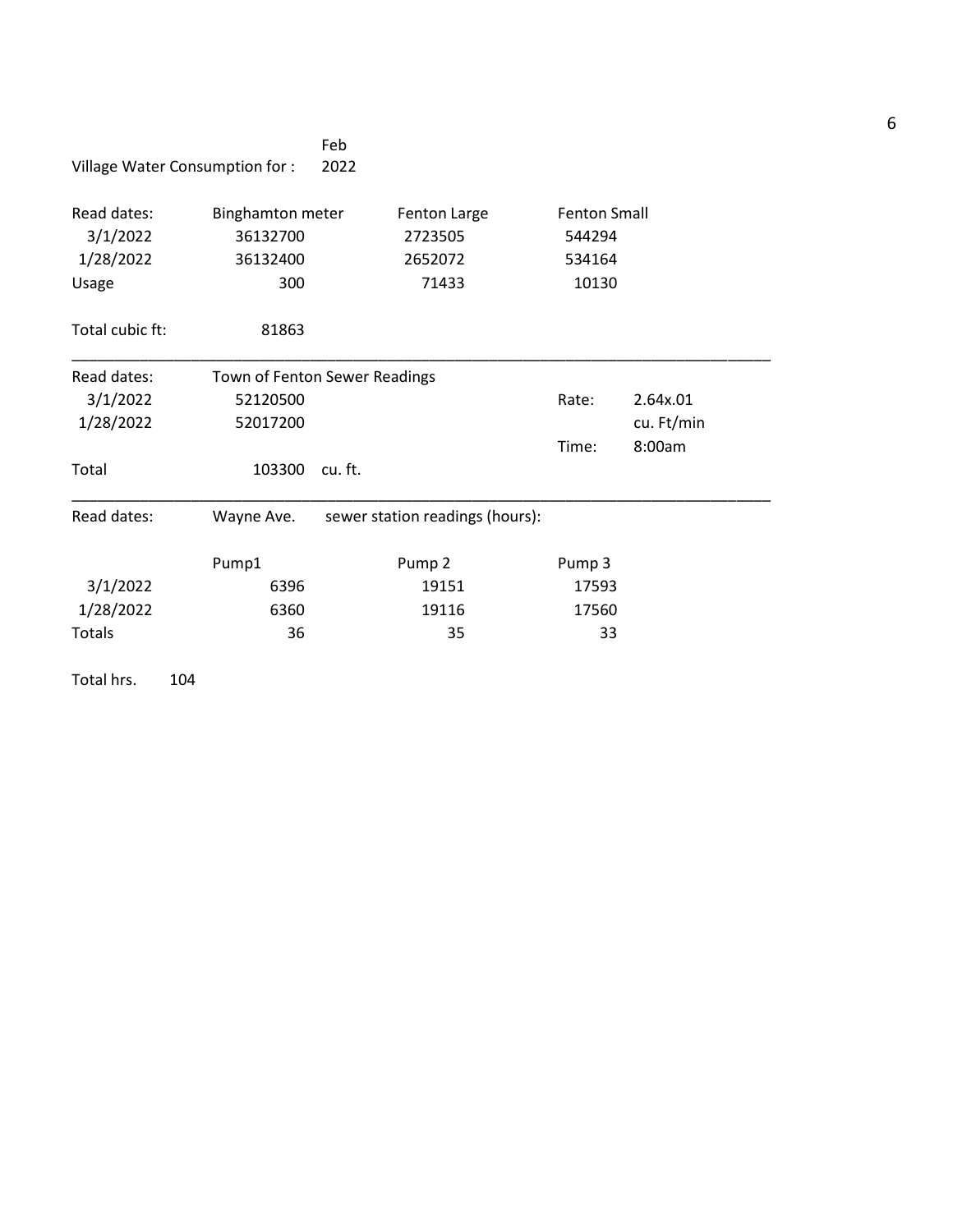Village Water Consumption for : Feb 2022

| Read dates: | Binghamton meter | Fenton Large | Fenton Small |
|---|---|---|---|
| 3/1/2022 | 36132700 | 2723505 | 544294 |
| 1/28/2022 | 36132400 | 2652072 | 534164 |
| Usage | 300 | 71433 | 10130 |

Total cubic ft: 81863

---

| Read dates: | Town of Fenton Sewer Readings | | |
|---|---|---|---|
| 3/1/2022 | 52120500 | Rate: | 2.64x.01 |
| 1/28/2022 | 52017200 | | cu. Ft/min |
| | | Time: | 8:00am |
| Total | 103300 cu. ft. | | |

---

Read dates: Wayne Ave. sewer station readings (hours):

| | Pump1 | Pump 2 | Pump 3 |
|---|---|---|---|
| 3/1/2022 | 6396 | 19151 | 17593 |
| 1/28/2022 | 6360 | 19116 | 17560 |
| Totals | 36 | 35 | 33 |

Total hrs. 104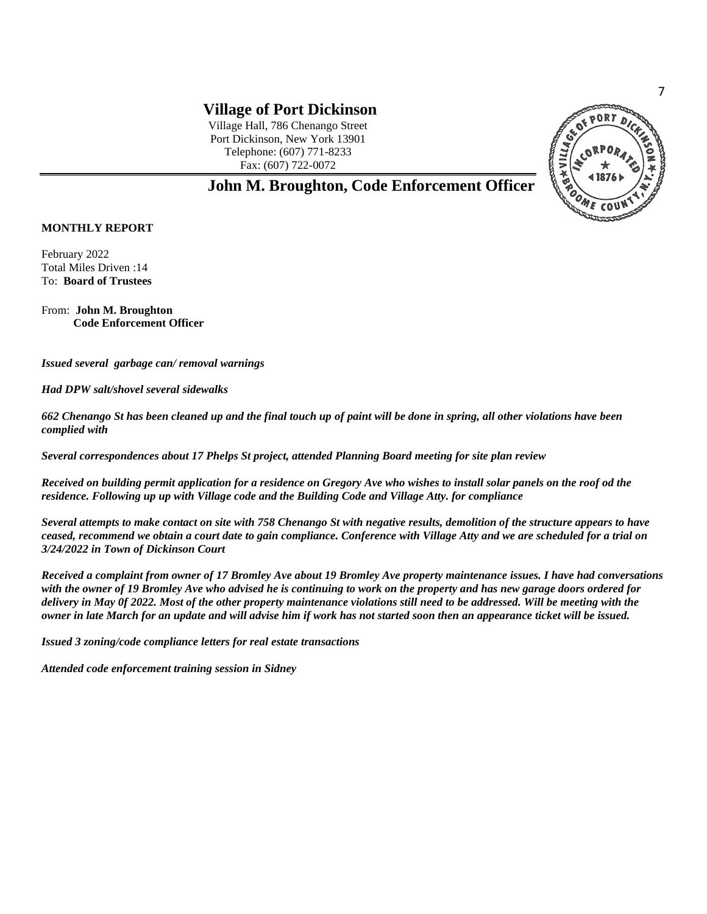# Village of Port Dickinson

Village Hall, 786 Chenango Street
Port Dickinson, New York 13901
Telephone: (607) 771-8233
Fax: (607) 722-0072

## John M. Broughton, Code Enforcement Officer

**MONTHLY REPORT**

February 2022
Total Miles Driven :14
To: **Board of Trustees**

From: **John M. Broughton**
**Code Enforcement Officer**

***Issued several garbage can/ removal warnings***

***Had DPW salt/shovel several sidewalks***

***662 Chenango St has been cleaned up and the final touch up of paint will be done in spring, all other violations have been complied with***

***Several correspondences about 17 Phelps St project, attended Planning Board meeting for site plan review***

***Received on building permit application for a residence on Gregory Ave who wishes to install solar panels on the roof od the residence. Following up up with Village code and the Building Code and Village Atty. for compliance***

***Several attempts to make contact on site with 758 Chenango St with negative results, demolition of the structure appears to have ceased, recommend we obtain a court date to gain compliance. Conference with Village Atty and we are scheduled for a trial on 3/24/2022 in Town of Dickinson Court***

***Received a complaint from owner of 17 Bromley Ave about 19 Bromley Ave property maintenance issues. I have had conversations with the owner of 19 Bromley Ave who advised he is continuing to work on the property and has new garage doors ordered for delivery in May 0f 2022. Most of the other property maintenance violations still need to be addressed. Will be meeting with the owner in late March for an update and will advise him if work has not started soon then an appearance ticket will be issued.***

***Issued 3 zoning/code compliance letters for real estate transactions***

***Attended code enforcement training session in Sidney***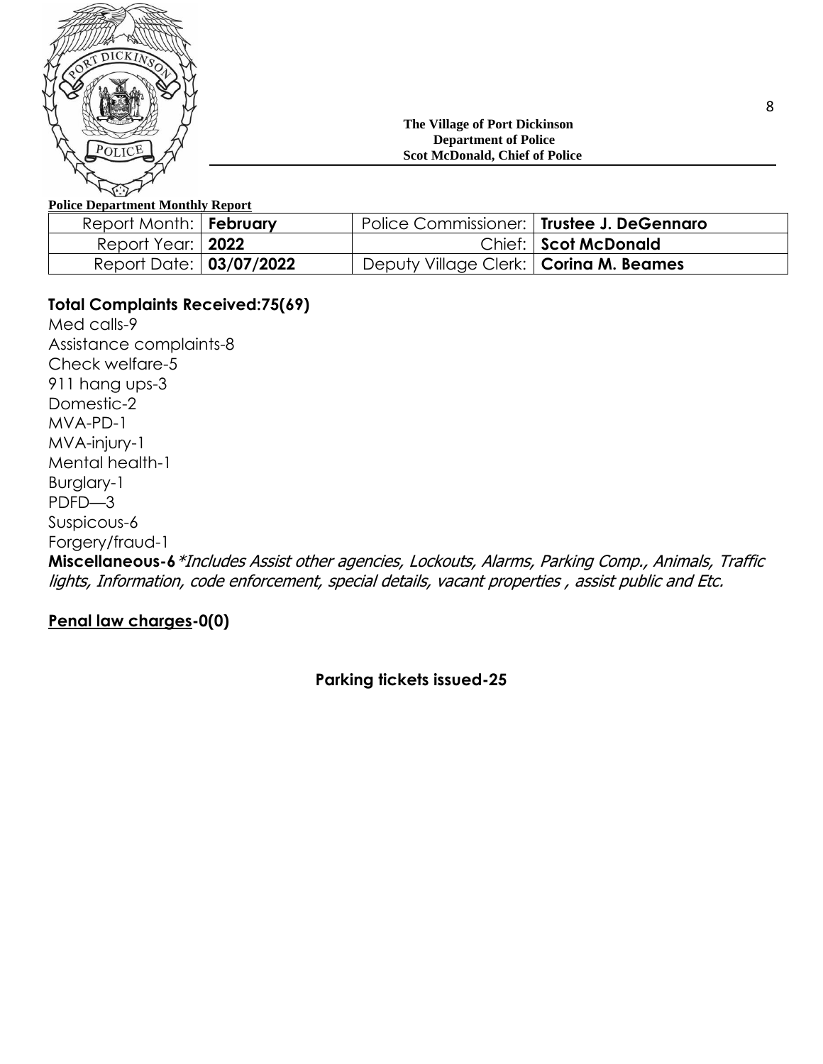**The Village of Port Dickinson**
**Department of Police**
**Scot McDonald, Chief of Police**

**Police Department Monthly Report**

| Report Month: | **February** | Police Commissioner: | **Trustee J. DeGennaro** |
|---|---|---|---|
| Report Year: | **2022** | Chief: | **Scot McDonald** |
| Report Date: | **03/07/2022** | Deputy Village Clerk: | **Corina M. Beames** |

**Total Complaints Received:75(69)**

Med calls-9
Assistance complaints-8
Check welfare-5
911 hang ups-3
Domestic-2
MVA-PD-1
MVA-injury-1
Mental health-1
Burglary-1
PDFD—3
Suspicous-6
Forgery/fraud-1
**Miscellaneous-6** *\*Includes Assist other agencies, Lockouts, Alarms, Parking Comp., Animals, Traffic lights, Information, code enforcement, special details, vacant properties , assist public and Etc.*

**Penal law charges-0(0)**

**Parking tickets issued-25**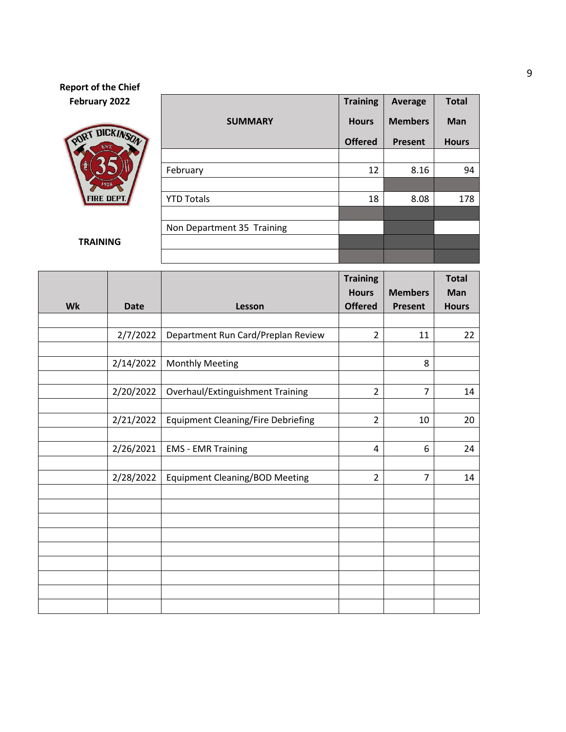**Report of the Chief**
**February 2022**

**TRAINING**

| SUMMARY | Training Hours Offered | Average Members Present | Total Man Hours |
|---|---|---|---|
| | | | |
| February | 12 | 8.16 | 94 |
| | | | |
| YTD Totals | 18 | 8.08 | 178 |
| | | | |
| Non Department 35 Training | | | |
| | | | |
| | | | |

| Wk | Date | Lesson | Training Hours Offered | Members Present | Total Man Hours |
|---|---|---|---|---|---|
| | | | | | |
| | 2/7/2022 | Department Run Card/Preplan Review | 2 | 11 | 22 |
| | | | | | |
| | 2/14/2022 | Monthly Meeting | | 8 | |
| | | | | | |
| | 2/20/2022 | Overhaul/Extinguishment Training | 2 | 7 | 14 |
| | | | | | |
| | 2/21/2022 | Equipment Cleaning/Fire Debriefing | 2 | 10 | 20 |
| | | | | | |
| | 2/26/2021 | EMS - EMR Training | 4 | 6 | 24 |
| | | | | | |
| | 2/28/2022 | Equipment Cleaning/BOD Meeting | 2 | 7 | 14 |
| | | | | | |
| | | | | | |
| | | | | | |
| | | | | | |
| | | | | | |
| | | | | | |
| | | | | | |
| | | | | | |
| | | | | | |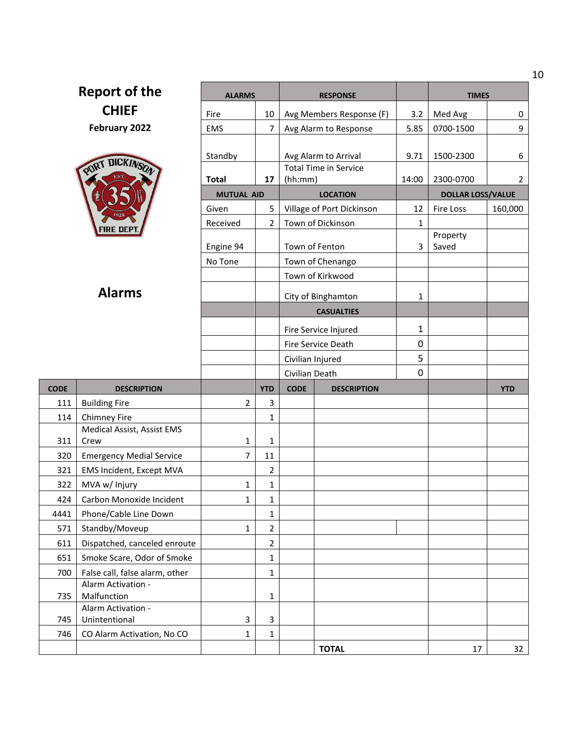# Report of the CHIEF

**February 2022**

| ALARMS | | RESPONSE | | TIMES | |
|---|---|---|---|---|---|
| Fire | 10 | Avg Members Response (F) | 3.2 | Med Avg | 0 |
| EMS | 7 | Avg Alarm to Response | 5.85 | 0700-1500 | 9 |
| Standby | | Avg Alarm to Arrival | 9.71 | 1500-2300 | 6 |
| **Total** | **17** | Total Time in Service (hh:mm) | 14:00 | 2300-0700 | 2 |
| **MUTUAL AID** | | **LOCATION** | | **DOLLAR LOSS/VALUE** | |
| Given | 5 | Village of Port Dickinson | 12 | Fire Loss | 160,000 |
| Received | 2 | Town of Dickinson | 1 | | |
| Engine 94 | | Town of Fenton | 3 | Property Saved | |
| No Tone | | Town of Chenango | | | |
| | | Town of Kirkwood | | | |
| | | City of Binghamton | 1 | | |
| | | **CASUALTIES** | | | |
| | | Fire Service Injured | 1 | | |
| | | Fire Service Death | 0 | | |
| | | Civilian Injured | 5 | | |
| | | Civilian Death | 0 | | |

## Alarms

| CODE | DESCRIPTION | | YTD | CODE | DESCRIPTION | | YTD |
|---|---|---|---|---|---|---|---|
| 111 | Building Fire | 2 | 3 | | | | |
| 114 | Chimney Fire | | 1 | | | | |
| 311 | Medical Assist, Assist EMS Crew | 1 | 1 | | | | |
| 320 | Emergency Medial Service | 7 | 11 | | | | |
| 321 | EMS Incident, Except MVA | | 2 | | | | |
| 322 | MVA w/ Injury | 1 | 1 | | | | |
| 424 | Carbon Monoxide Incident | 1 | 1 | | | | |
| 4441 | Phone/Cable Line Down | | 1 | | | | |
| 571 | Standby/Moveup | 1 | 2 | | | | |
| 611 | Dispatched, canceled enroute | | 2 | | | | |
| 651 | Smoke Scare, Odor of Smoke | | 1 | | | | |
| 700 | False call, false alarm, other | | 1 | | | | |
| 735 | Alarm Activation - Malfunction | | 1 | | | | |
| 745 | Alarm Activation - Unintentional | 3 | 3 | | | | |
| 746 | CO Alarm Activation, No CO | 1 | 1 | | | | |
| | | | | | **TOTAL** | 17 | 32 |